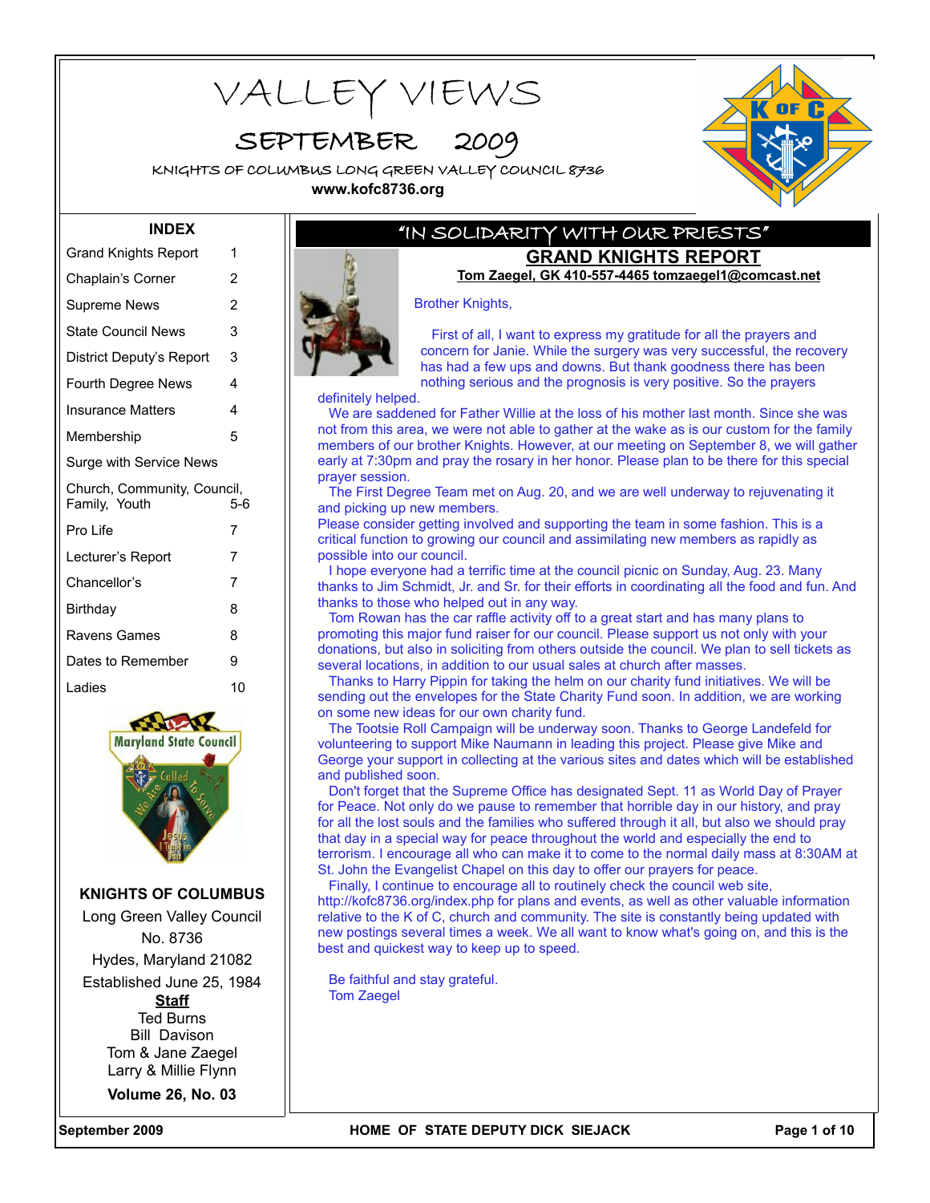# VALLEY VIEWS

## SEPTEMBER 2009

KNIGHTS OF COLUMBUS LONG GREEN VALLEY COUNCIL 8736

www.kofc8736.org

### INDEX

| | |
|---|---|
| Grand Knights Report | 1 |
| Chaplain's Corner | 2 |
| Supreme News | 2 |
| State Council News | 3 |
| District Deputy's Report | 3 |
| Fourth Degree News | 4 |
| Insurance Matters | 4 |
| Membership | 5 |
| Surge with Service News | |
| Church, Community, Council, Family, Youth | 5-6 |
| Pro Life | 7 |
| Lecturer's Report | 7 |
| Chancellor's | 7 |
| Birthday | 8 |
| Ravens Games | 8 |
| Dates to Remember | 9 |
| Ladies | 10 |

**KNIGHTS OF COLUMBUS**

Long Green Valley Council
No. 8736
Hydes, Maryland 21082
Established June 25, 1984

**Staff**

Ted Burns
Bill Davison
Tom & Jane Zaegel
Larry & Millie Flynn

**Volume 26, No. 03**

"IN SOLIDARITY WITH OUR PRIESTS"

## GRAND KNIGHTS REPORT

**Tom Zaegel, GK 410-557-4465 tomzaegel1@comcast.net**

Brother Knights,

First of all, I want to express my gratitude for all the prayers and concern for Janie. While the surgery was very successful, the recovery has had a few ups and downs. But thank goodness there has been nothing serious and the prognosis is very positive. So the prayers definitely helped.

We are saddened for Father Willie at the loss of his mother last month. Since she was not from this area, we were not able to gather at the wake as is our custom for the family members of our brother Knights. However, at our meeting on September 8, we will gather early at 7:30pm and pray the rosary in her honor. Please plan to be there for this special prayer session.

The First Degree Team met on Aug. 20, and we are well underway to rejuvenating it and picking up new members.
Please consider getting involved and supporting the team in some fashion. This is a critical function to growing our council and assimilating new members as rapidly as possible into our council.

I hope everyone had a terrific time at the council picnic on Sunday, Aug. 23. Many thanks to Jim Schmidt, Jr. and Sr. for their efforts in coordinating all the food and fun. And thanks to those who helped out in any way.

Tom Rowan has the car raffle activity off to a great start and has many plans to promoting this major fund raiser for our council. Please support us not only with your donations, but also in soliciting from others outside the council. We plan to sell tickets as several locations, in addition to our usual sales at church after masses.

Thanks to Harry Pippin for taking the helm on our charity fund initiatives. We will be sending out the envelopes for the State Charity Fund soon. In addition, we are working on some new ideas for our own charity fund.

The Tootsie Roll Campaign will be underway soon. Thanks to George Landefeld for volunteering to support Mike Naumann in leading this project. Please give Mike and George your support in collecting at the various sites and dates which will be established and published soon.

Don't forget that the Supreme Office has designated Sept. 11 as World Day of Prayer for Peace. Not only do we pause to remember that horrible day in our history, and pray for all the lost souls and the families who suffered through it all, but also we should pray that day in a special way for peace throughout the world and especially the end to terrorism. I encourage all who can make it to come to the normal daily mass at 8:30AM at St. John the Evangelist Chapel on this day to offer our prayers for peace.

Finally, I continue to encourage all to routinely check the council web site, http://kofc8736.org/index.php for plans and events, as well as other valuable information relative to the K of C, church and community. The site is constantly being updated with new postings several times a week. We all want to know what's going on, and this is the best and quickest way to keep up to speed.

Be faithful and stay grateful.
Tom Zaegel

HOME OF STATE DEPUTY DICK SIEJACK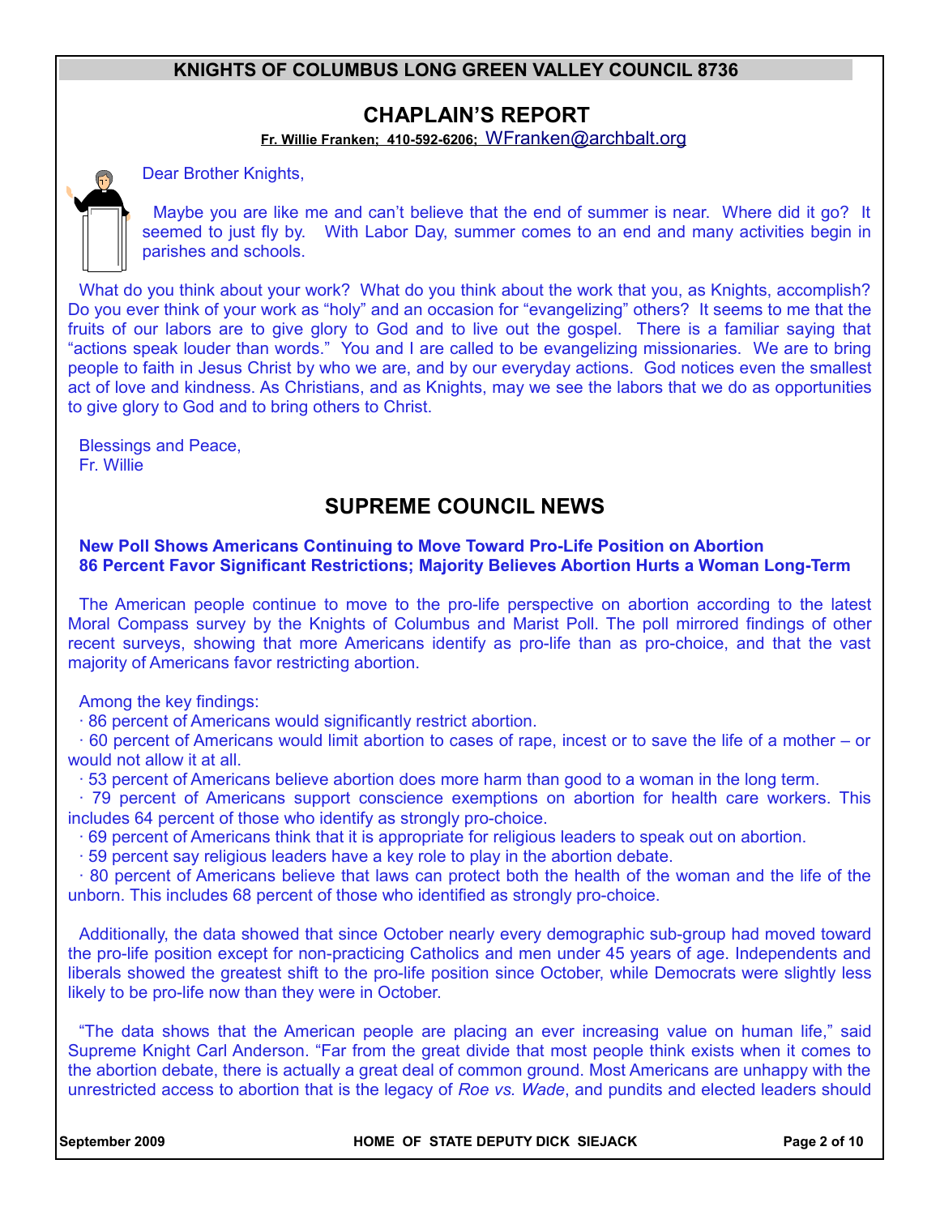**KNIGHTS OF COLUMBUS LONG GREEN VALLEY COUNCIL 8736**

## CHAPLAIN'S REPORT

**Fr. Willie Franken; 410-592-6206;** WFranken@archbalt.org

Dear Brother Knights,

Maybe you are like me and can't believe that the end of summer is near. Where did it go? It seemed to just fly by. With Labor Day, summer comes to an end and many activities begin in parishes and schools.

What do you think about your work? What do you think about the work that you, as Knights, accomplish? Do you ever think of your work as "holy" and an occasion for "evangelizing" others? It seems to me that the fruits of our labors are to give glory to God and to live out the gospel. There is a familiar saying that "actions speak louder than words." You and I are called to be evangelizing missionaries. We are to bring people to faith in Jesus Christ by who we are, and by our everyday actions. God notices even the smallest act of love and kindness. As Christians, and as Knights, may we see the labors that we do as opportunities to give glory to God and to bring others to Christ.

Blessings and Peace,
Fr. Willie

## SUPREME COUNCIL NEWS

**New Poll Shows Americans Continuing to Move Toward Pro-Life Position on Abortion**
**86 Percent Favor Significant Restrictions; Majority Believes Abortion Hurts a Woman Long-Term**

The American people continue to move to the pro-life perspective on abortion according to the latest Moral Compass survey by the Knights of Columbus and Marist Poll. The poll mirrored findings of other recent surveys, showing that more Americans identify as pro-life than as pro-choice, and that the vast majority of Americans favor restricting abortion.

Among the key findings:

- 86 percent of Americans would significantly restrict abortion.
- 60 percent of Americans would limit abortion to cases of rape, incest or to save the life of a mother – or would not allow it at all.
- 53 percent of Americans believe abortion does more harm than good to a woman in the long term.
- 79 percent of Americans support conscience exemptions on abortion for health care workers. This includes 64 percent of those who identify as strongly pro-choice.
- 69 percent of Americans think that it is appropriate for religious leaders to speak out on abortion.
- 59 percent say religious leaders have a key role to play in the abortion debate.
- 80 percent of Americans believe that laws can protect both the health of the woman and the life of the unborn. This includes 68 percent of those who identified as strongly pro-choice.

Additionally, the data showed that since October nearly every demographic sub-group had moved toward the pro-life position except for non-practicing Catholics and men under 45 years of age. Independents and liberals showed the greatest shift to the pro-life position since October, while Democrats were slightly less likely to be pro-life now than they were in October.

"The data shows that the American people are placing an ever increasing value on human life," said Supreme Knight Carl Anderson. "Far from the great divide that most people think exists when it comes to the abortion debate, there is actually a great deal of common ground. Most Americans are unhappy with the unrestricted access to abortion that is the legacy of *Roe vs. Wade*, and pundits and elected leaders should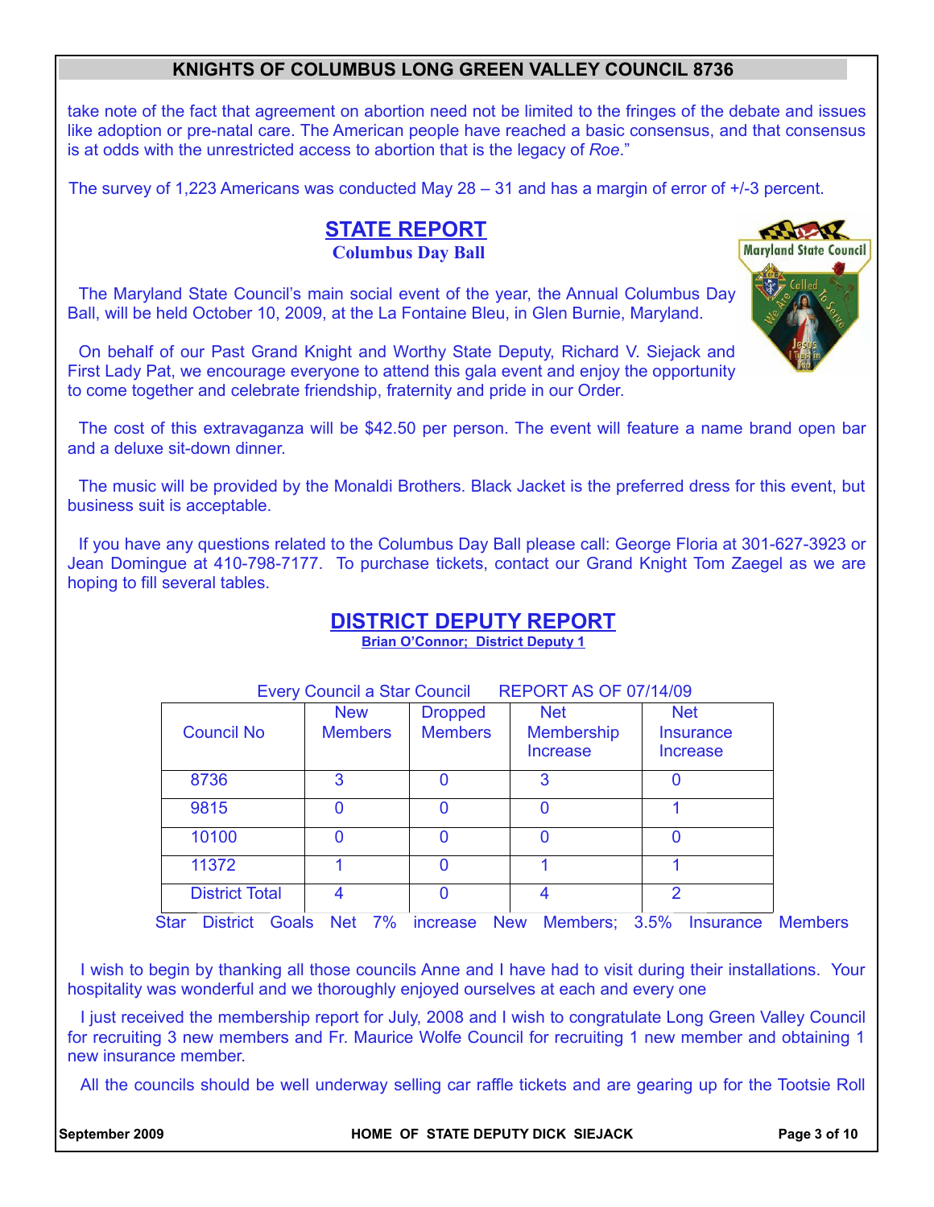take note of the fact that agreement on abortion need not be limited to the fringes of the debate and issues like adoption or pre-natal care. The American people have reached a basic consensus, and that consensus is at odds with the unrestricted access to abortion that is the legacy of *Roe*."

The survey of 1,223 Americans was conducted May 28 – 31 and has a margin of error of +/-3 percent.

## STATE REPORT

### Columbus Day Ball

The Maryland State Council's main social event of the year, the Annual Columbus Day Ball, will be held October 10, 2009, at the La Fontaine Bleu, in Glen Burnie, Maryland.

On behalf of our Past Grand Knight and Worthy State Deputy, Richard V. Siejack and First Lady Pat, we encourage everyone to attend this gala event and enjoy the opportunity to come together and celebrate friendship, fraternity and pride in our Order.

The cost of this extravaganza will be $42.50 per person. The event will feature a name brand open bar and a deluxe sit-down dinner.

The music will be provided by the Monaldi Brothers. Black Jacket is the preferred dress for this event, but business suit is acceptable.

If you have any questions related to the Columbus Day Ball please call: George Floria at 301-627-3923 or Jean Domingue at 410-798-7177. To purchase tickets, contact our Grand Knight Tom Zaegel as we are hoping to fill several tables.

## DISTRICT DEPUTY REPORT

**Brian O'Connor; District Deputy 1**

Every Council a Star Council REPORT AS OF 07/14/09

| Council No | New Members | Dropped Members | Net Membership Increase | Net Insurance Increase |
|---|---|---|---|---|
| 8736 | 3 | 0 | 3 | 0 |
| 9815 | 0 | 0 | 0 | 1 |
| 10100 | 0 | 0 | 0 | 0 |
| 11372 | 1 | 0 | 1 | 1 |
| District Total | 4 | 0 | 4 | 2 |

Star District Goals Net 7% increase New Members; 3.5% Insurance Members

I wish to begin by thanking all those councils Anne and I have had to visit during their installations. Your hospitality was wonderful and we thoroughly enjoyed ourselves at each and every one

I just received the membership report for July, 2008 and I wish to congratulate Long Green Valley Council for recruiting 3 new members and Fr. Maurice Wolfe Council for recruiting 1 new member and obtaining 1 new insurance member.

All the councils should be well underway selling car raffle tickets and are gearing up for the Tootsie Roll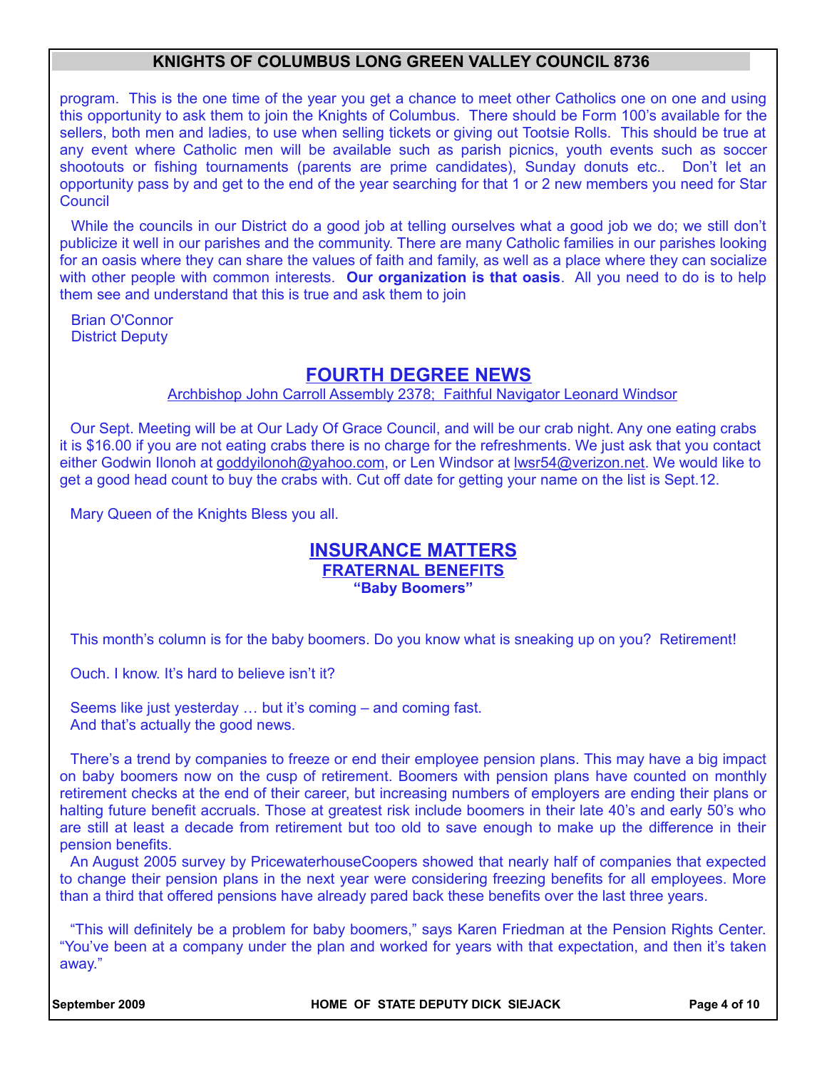program. This is the one time of the year you get a chance to meet other Catholics one on one and using this opportunity to ask them to join the Knights of Columbus. There should be Form 100's available for the sellers, both men and ladies, to use when selling tickets or giving out Tootsie Rolls. This should be true at any event where Catholic men will be available such as parish picnics, youth events such as soccer shootouts or fishing tournaments (parents are prime candidates), Sunday donuts etc.. Don't let an opportunity pass by and get to the end of the year searching for that 1 or 2 new members you need for Star Council

While the councils in our District do a good job at telling ourselves what a good job we do; we still don't publicize it well in our parishes and the community. There are many Catholic families in our parishes looking for an oasis where they can share the values of faith and family, as well as a place where they can socialize with other people with common interests. **Our organization is that oasis**. All you need to do is to help them see and understand that this is true and ask them to join

Brian O'Connor
District Deputy

## FOURTH DEGREE NEWS

Archbishop John Carroll Assembly 2378; Faithful Navigator Leonard Windsor

Our Sept. Meeting will be at Our Lady Of Grace Council, and will be our crab night. Any one eating crabs it is $16.00 if you are not eating crabs there is no charge for the refreshments. We just ask that you contact either Godwin Ilonoh at goddyilonoh@yahoo.com, or Len Windsor at lwsr54@verizon.net. We would like to get a good head count to buy the crabs with. Cut off date for getting your name on the list is Sept.12.

Mary Queen of the Knights Bless you all.

## INSURANCE MATTERS

### FRATERNAL BENEFITS

**"Baby Boomers"**

This month's column is for the baby boomers. Do you know what is sneaking up on you? Retirement!

Ouch. I know. It's hard to believe isn't it?

Seems like just yesterday … but it's coming – and coming fast.
And that's actually the good news.

There's a trend by companies to freeze or end their employee pension plans. This may have a big impact on baby boomers now on the cusp of retirement. Boomers with pension plans have counted on monthly retirement checks at the end of their career, but increasing numbers of employers are ending their plans or halting future benefit accruals. Those at greatest risk include boomers in their late 40's and early 50's who are still at least a decade from retirement but too old to save enough to make up the difference in their pension benefits.

An August 2005 survey by PricewaterhouseCoopers showed that nearly half of companies that expected to change their pension plans in the next year were considering freezing benefits for all employees. More than a third that offered pensions have already pared back these benefits over the last three years.

"This will definitely be a problem for baby boomers," says Karen Friedman at the Pension Rights Center. "You've been at a company under the plan and worked for years with that expectation, and then it's taken away."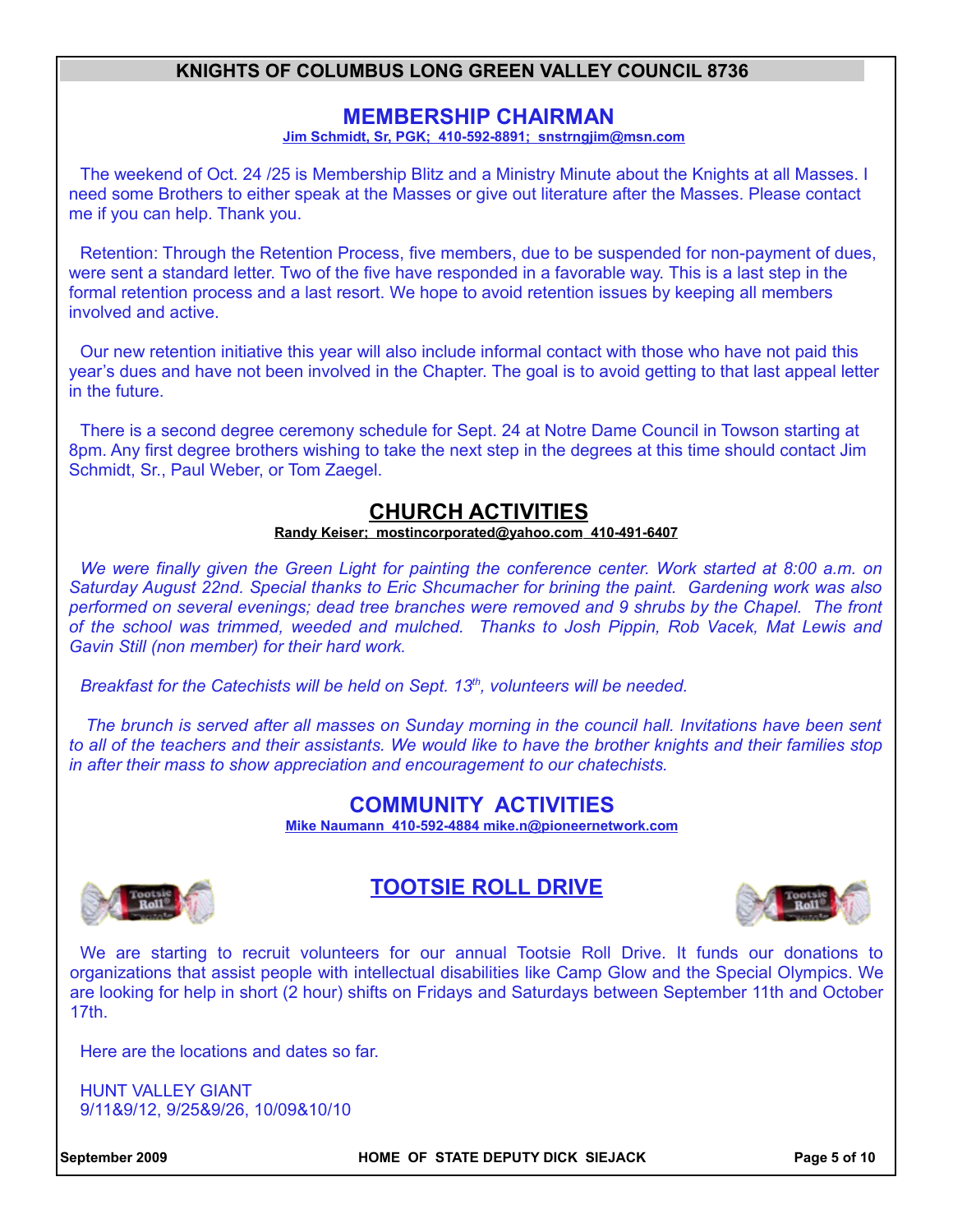## KNIGHTS OF COLUMBUS LONG GREEN VALLEY COUNCIL 8736

## MEMBERSHIP CHAIRMAN

**Jim Schmidt, Sr, PGK; 410-592-8891; snstrngjim@msn.com**

The weekend of Oct. 24 /25 is Membership Blitz and a Ministry Minute about the Knights at all Masses. I need some Brothers to either speak at the Masses or give out literature after the Masses. Please contact me if you can help. Thank you.

Retention: Through the Retention Process, five members, due to be suspended for non-payment of dues, were sent a standard letter. Two of the five have responded in a favorable way. This is a last step in the formal retention process and a last resort. We hope to avoid retention issues by keeping all members involved and active.

Our new retention initiative this year will also include informal contact with those who have not paid this year's dues and have not been involved in the Chapter. The goal is to avoid getting to that last appeal letter in the future.

There is a second degree ceremony schedule for Sept. 24 at Notre Dame Council in Towson starting at 8pm. Any first degree brothers wishing to take the next step in the degrees at this time should contact Jim Schmidt, Sr., Paul Weber, or Tom Zaegel.

## CHURCH ACTIVITIES

**Randy Keiser; mostincorporated@yahoo.com 410-491-6407**

*We were finally given the Green Light for painting the conference center. Work started at 8:00 a.m. on Saturday August 22nd. Special thanks to Eric Shcumacher for brining the paint. Gardening work was also performed on several evenings; dead tree branches were removed and 9 shrubs by the Chapel. The front of the school was trimmed, weeded and mulched. Thanks to Josh Pippin, Rob Vacek, Mat Lewis and Gavin Still (non member) for their hard work.*

*Breakfast for the Catechists will be held on Sept. 13th, volunteers will be needed.*

*The brunch is served after all masses on Sunday morning in the council hall. Invitations have been sent to all of the teachers and their assistants. We would like to have the brother knights and their families stop in after their mass to show appreciation and encouragement to our chatechists.*

## COMMUNITY ACTIVITIES

**Mike Naumann 410-592-4884 mike.n@pioneernetwork.com**

## TOOTSIE ROLL DRIVE

We are starting to recruit volunteers for our annual Tootsie Roll Drive. It funds our donations to organizations that assist people with intellectual disabilities like Camp Glow and the Special Olympics. We are looking for help in short (2 hour) shifts on Fridays and Saturdays between September 11th and October 17th.

Here are the locations and dates so far.

HUNT VALLEY GIANT
9/11&9/12, 9/25&9/26, 10/09&10/10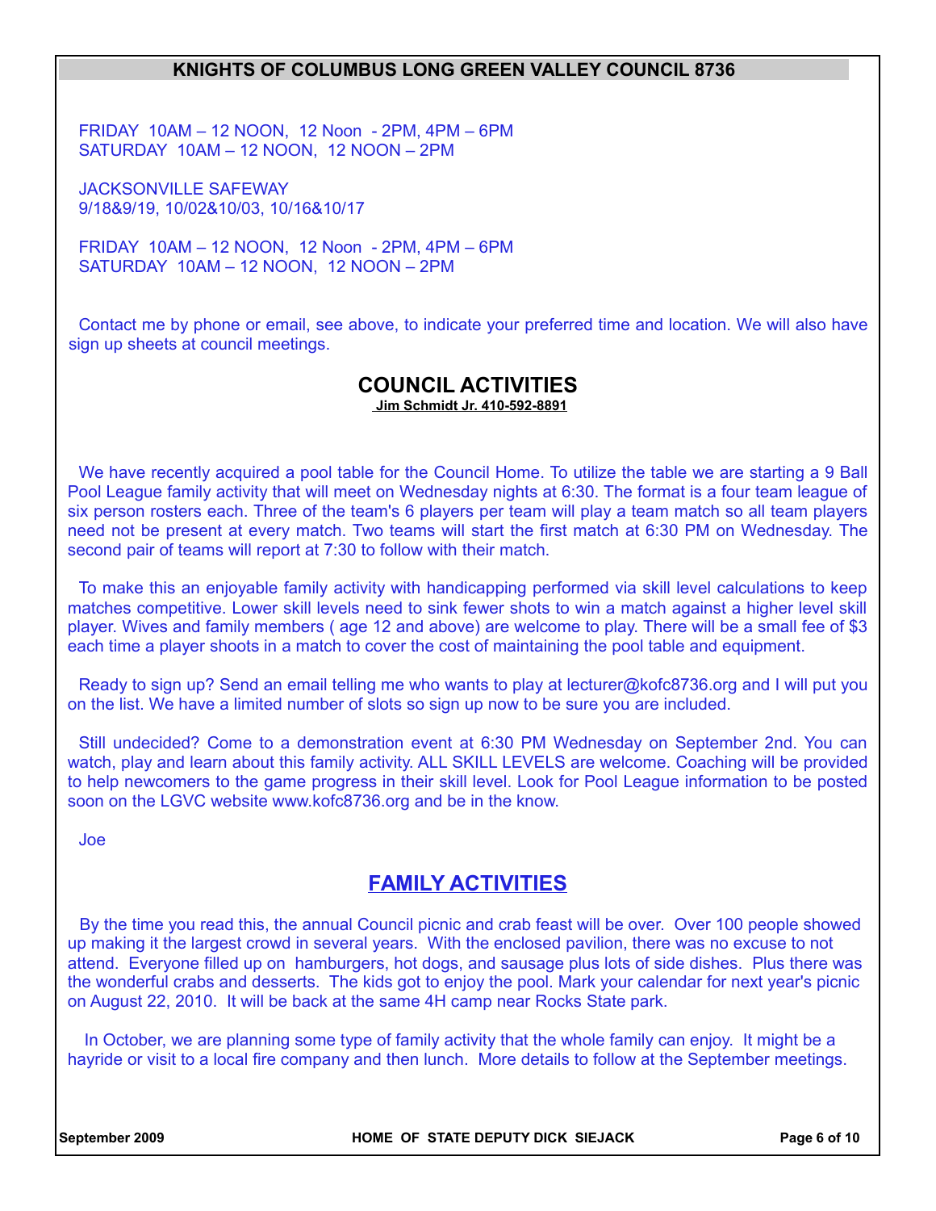FRIDAY 10AM – 12 NOON, 12 Noon - 2PM, 4PM – 6PM
SATURDAY 10AM – 12 NOON, 12 NOON – 2PM

JACKSONVILLE SAFEWAY
9/18&9/19, 10/02&10/03, 10/16&10/17

FRIDAY 10AM – 12 NOON, 12 Noon - 2PM, 4PM – 6PM
SATURDAY 10AM – 12 NOON, 12 NOON – 2PM

Contact me by phone or email, see above, to indicate your preferred time and location. We will also have sign up sheets at council meetings.

## COUNCIL ACTIVITIES

**Jim Schmidt Jr. 410-592-8891**

We have recently acquired a pool table for the Council Home. To utilize the table we are starting a 9 Ball Pool League family activity that will meet on Wednesday nights at 6:30. The format is a four team league of six person rosters each. Three of the team's 6 players per team will play a team match so all team players need not be present at every match. Two teams will start the first match at 6:30 PM on Wednesday. The second pair of teams will report at 7:30 to follow with their match.

To make this an enjoyable family activity with handicapping performed via skill level calculations to keep matches competitive. Lower skill levels need to sink fewer shots to win a match against a higher level skill player. Wives and family members ( age 12 and above) are welcome to play. There will be a small fee of $3 each time a player shoots in a match to cover the cost of maintaining the pool table and equipment.

Ready to sign up? Send an email telling me who wants to play at lecturer@kofc8736.org and I will put you on the list. We have a limited number of slots so sign up now to be sure you are included.

Still undecided? Come to a demonstration event at 6:30 PM Wednesday on September 2nd. You can watch, play and learn about this family activity. ALL SKILL LEVELS are welcome. Coaching will be provided to help newcomers to the game progress in their skill level. Look for Pool League information to be posted soon on the LGVC website www.kofc8736.org and be in the know.

Joe

## FAMILY ACTIVITIES

By the time you read this, the annual Council picnic and crab feast will be over. Over 100 people showed up making it the largest crowd in several years. With the enclosed pavilion, there was no excuse to not attend. Everyone filled up on hamburgers, hot dogs, and sausage plus lots of side dishes. Plus there was the wonderful crabs and desserts. The kids got to enjoy the pool. Mark your calendar for next year's picnic on August 22, 2010. It will be back at the same 4H camp near Rocks State park.

In October, we are planning some type of family activity that the whole family can enjoy. It might be a hayride or visit to a local fire company and then lunch. More details to follow at the September meetings.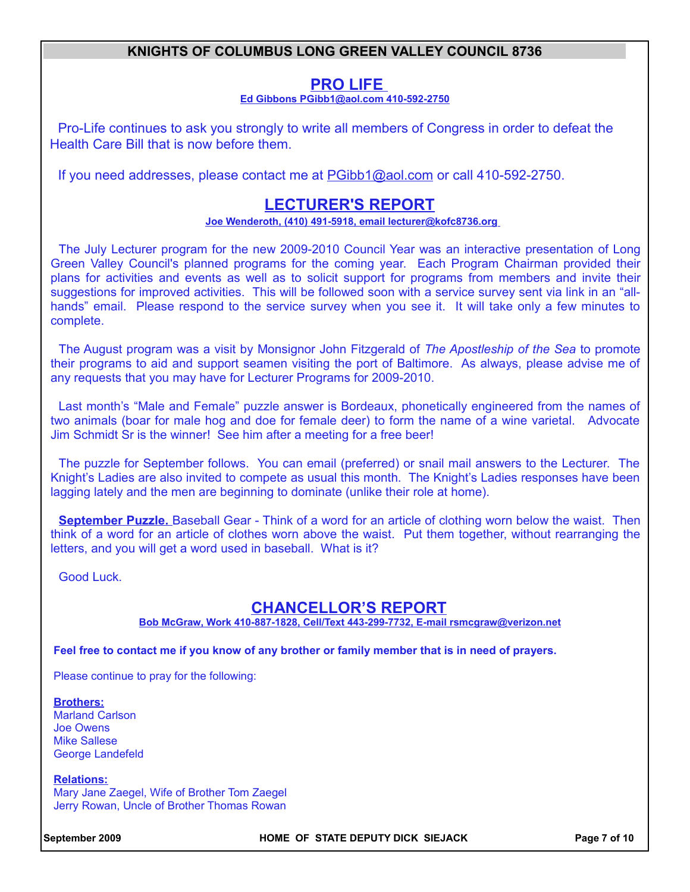# KNIGHTS OF COLUMBUS LONG GREEN VALLEY COUNCIL 8736

## PRO LIFE

**Ed Gibbons PGibb1@aol.com 410-592-2750**

Pro-Life continues to ask you strongly to write all members of Congress in order to defeat the Health Care Bill that is now before them.

If you need addresses, please contact me at PGibb1@aol.com or call 410-592-2750.

## LECTURER'S REPORT

**Joe Wenderoth, (410) 491-5918, email lecturer@kofc8736.org**

The July Lecturer program for the new 2009-2010 Council Year was an interactive presentation of Long Green Valley Council's planned programs for the coming year. Each Program Chairman provided their plans for activities and events as well as to solicit support for programs from members and invite their suggestions for improved activities. This will be followed soon with a service survey sent via link in an "all-hands" email. Please respond to the service survey when you see it. It will take only a few minutes to complete.

The August program was a visit by Monsignor John Fitzgerald of *The Apostleship of the Sea* to promote their programs to aid and support seamen visiting the port of Baltimore. As always, please advise me of any requests that you may have for Lecturer Programs for 2009-2010.

Last month's "Male and Female" puzzle answer is Bordeaux, phonetically engineered from the names of two animals (boar for male hog and doe for female deer) to form the name of a wine varietal. Advocate Jim Schmidt Sr is the winner! See him after a meeting for a free beer!

The puzzle for September follows. You can email (preferred) or snail mail answers to the Lecturer. The Knight's Ladies are also invited to compete as usual this month. The Knight's Ladies responses have been lagging lately and the men are beginning to dominate (unlike their role at home).

**September Puzzle.** Baseball Gear - Think of a word for an article of clothing worn below the waist. Then think of a word for an article of clothes worn above the waist. Put them together, without rearranging the letters, and you will get a word used in baseball. What is it?

Good Luck.

## CHANCELLOR'S REPORT

**Bob McGraw, Work 410-887-1828, Cell/Text 443-299-7732, E-mail rsmcgraw@verizon.net**

**Feel free to contact me if you know of any brother or family member that is in need of prayers.**

Please continue to pray for the following:

**Brothers:**
Marland Carlson
Joe Owens
Mike Sallese
George Landefeld

**Relations:**
Mary Jane Zaegel, Wife of Brother Tom Zaegel
Jerry Rowan, Uncle of Brother Thomas Rowan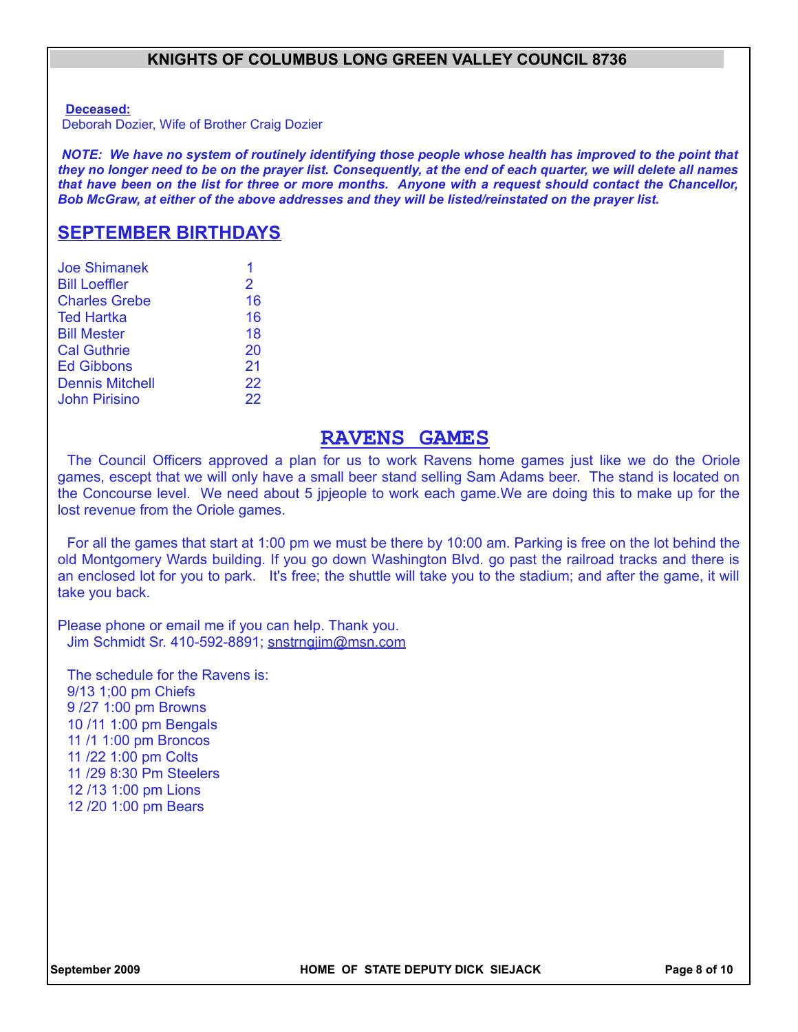## KNIGHTS OF COLUMBUS LONG GREEN VALLEY COUNCIL 8736

**Deceased:**
Deborah Dozier, Wife of Brother Craig Dozier

***NOTE: We have no system of routinely identifying those people whose health has improved to the point that they no longer need to be on the prayer list. Consequently, at the end of each quarter, we will delete all names that have been on the list for three or more months. Anyone with a request should contact the Chancellor, Bob McGraw, at either of the above addresses and they will be listed/reinstated on the prayer list.***

## SEPTEMBER BIRTHDAYS

| | |
|---|---|
| Joe Shimanek | 1 |
| Bill Loeffler | 2 |
| Charles Grebe | 16 |
| Ted Hartka | 16 |
| Bill Mester | 18 |
| Cal Guthrie | 20 |
| Ed Gibbons | 21 |
| Dennis Mitchell | 22 |
| John Pirisino | 22 |

## RAVENS GAMES

The Council Officers approved a plan for us to work Ravens home games just like we do the Oriole games, escept that we will only have a small beer stand selling Sam Adams beer. The stand is located on the Concourse level. We need about 5 jpjeople to work each game.We are doing this to make up for the lost revenue from the Oriole games.

For all the games that start at 1:00 pm we must be there by 10:00 am. Parking is free on the lot behind the old Montgomery Wards building. If you go down Washington Blvd. go past the railroad tracks and there is an enclosed lot for you to park. It's free; the shuttle will take you to the stadium; and after the game, it will take you back.

Please phone or email me if you can help. Thank you.
Jim Schmidt Sr. 410-592-8891; snstrngjim@msn.com

The schedule for the Ravens is:
9/13 1;00 pm Chiefs
9 /27 1:00 pm Browns
10 /11 1:00 pm Bengals
11 /1 1:00 pm Broncos
11 /22 1:00 pm Colts
11 /29 8:30 Pm Steelers
12 /13 1:00 pm Lions
12 /20 1:00 pm Bears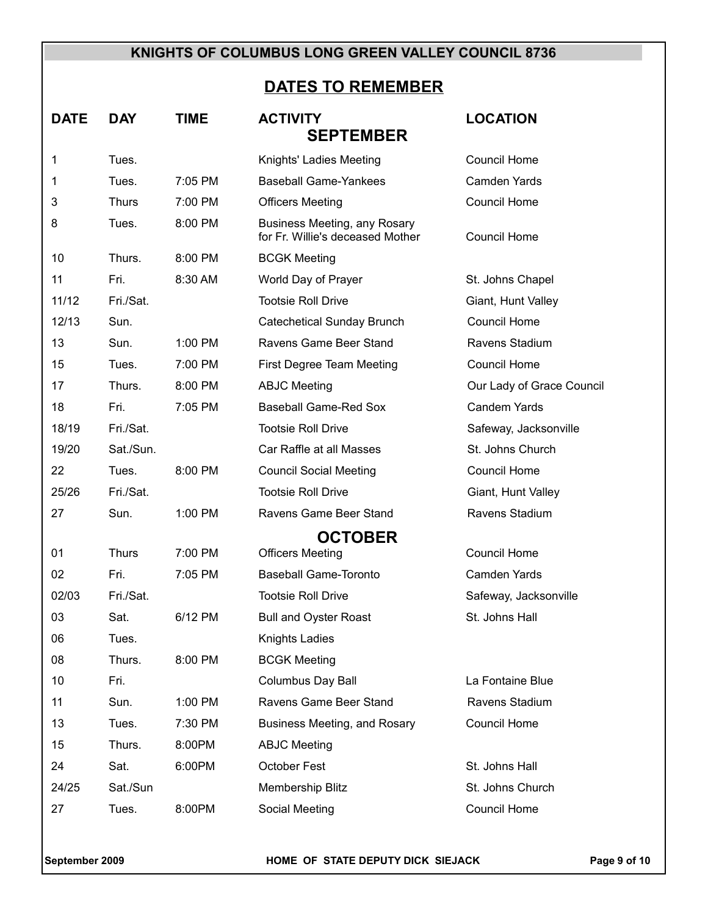KNIGHTS OF COLUMBUS LONG GREEN VALLEY COUNCIL 8736

## DATES TO REMEMBER

| DATE | DAY | TIME | ACTIVITY | LOCATION |
|---|---|---|---|---|
| | | | **SEPTEMBER** | |
| 1 | Tues. | | Knights' Ladies Meeting | Council Home |
| 1 | Tues. | 7:05 PM | Baseball Game-Yankees | Camden Yards |
| 3 | Thurs | 7:00 PM | Officers Meeting | Council Home |
| 8 | Tues. | 8:00 PM | Business Meeting, any Rosary for Fr. Willie's deceased Mother | Council Home |
| 10 | Thurs. | 8:00 PM | BCGK Meeting | |
| 11 | Fri. | 8:30 AM | World Day of Prayer | St. Johns Chapel |
| 11/12 | Fri./Sat. | | Tootsie Roll Drive | Giant, Hunt Valley |
| 12/13 | Sun. | | Catechetical Sunday Brunch | Council Home |
| 13 | Sun. | 1:00 PM | Ravens Game Beer Stand | Ravens Stadium |
| 15 | Tues. | 7:00 PM | First Degree Team Meeting | Council Home |
| 17 | Thurs. | 8:00 PM | ABJC Meeting | Our Lady of Grace Council |
| 18 | Fri. | 7:05 PM | Baseball Game-Red Sox | Candem Yards |
| 18/19 | Fri./Sat. | | Tootsie Roll Drive | Safeway, Jacksonville |
| 19/20 | Sat./Sun. | | Car Raffle at all Masses | St. Johns Church |
| 22 | Tues. | 8:00 PM | Council Social Meeting | Council Home |
| 25/26 | Fri./Sat. | | Tootsie Roll Drive | Giant, Hunt Valley |
| 27 | Sun. | 1:00 PM | Ravens Game Beer Stand | Ravens Stadium |
| | | | **OCTOBER** | |
| 01 | Thurs | 7:00 PM | Officers Meeting | Council Home |
| 02 | Fri. | 7:05 PM | Baseball Game-Toronto | Camden Yards |
| 02/03 | Fri./Sat. | | Tootsie Roll Drive | Safeway, Jacksonville |
| 03 | Sat. | 6/12 PM | Bull and Oyster Roast | St. Johns Hall |
| 06 | Tues. | | Knights Ladies | |
| 08 | Thurs. | 8:00 PM | BCGK Meeting | |
| 10 | Fri. | | Columbus Day Ball | La Fontaine Blue |
| 11 | Sun. | 1:00 PM | Ravens Game Beer Stand | Ravens Stadium |
| 13 | Tues. | 7:30 PM | Business Meeting, and Rosary | Council Home |
| 15 | Thurs. | 8:00PM | ABJC Meeting | |
| 24 | Sat. | 6:00PM | October Fest | St. Johns Hall |
| 24/25 | Sat./Sun | | Membership Blitz | St. Johns Church |
| 27 | Tues. | 8:00PM | Social Meeting | Council Home |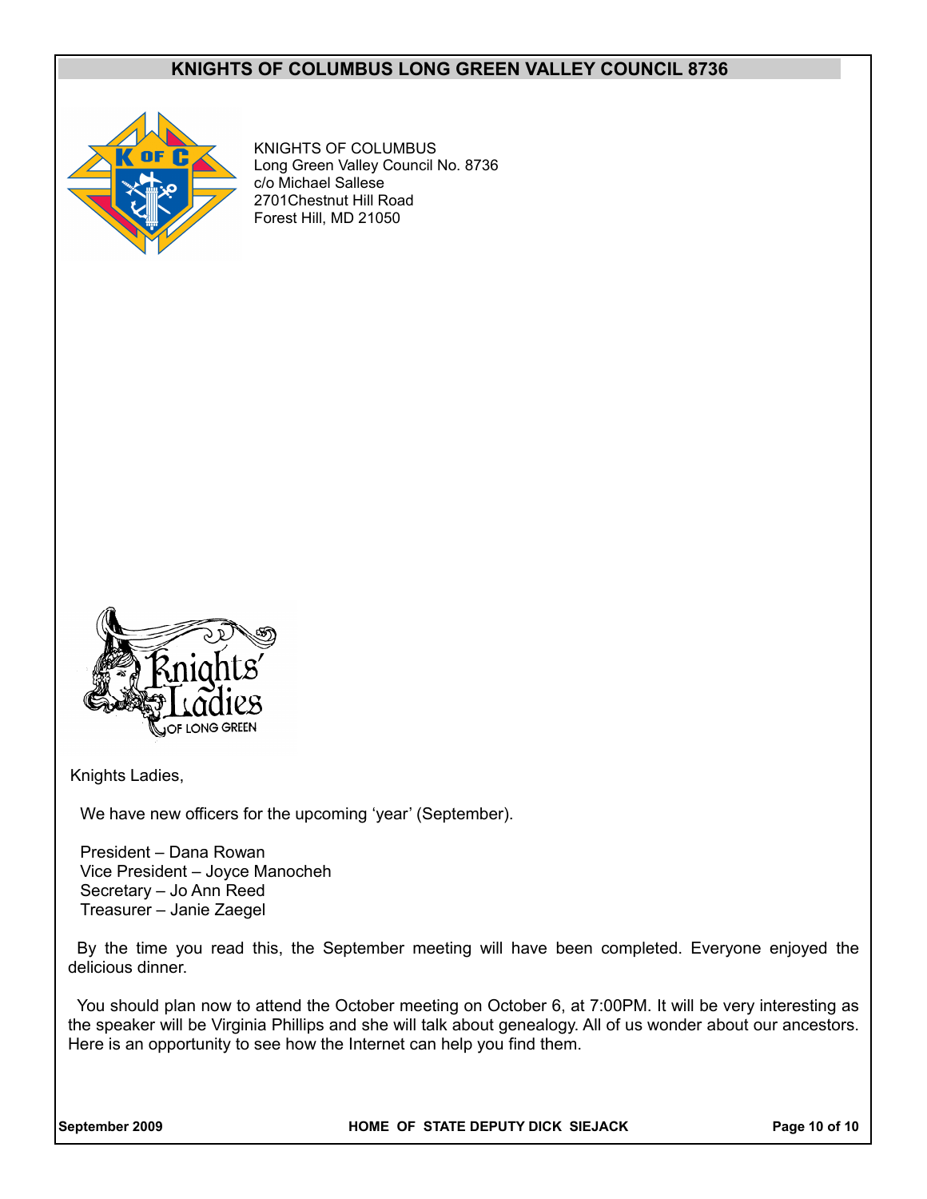## KNIGHTS OF COLUMBUS LONG GREEN VALLEY COUNCIL 8736

KNIGHTS OF COLUMBUS
Long Green Valley Council No. 8736
c/o Michael Sallese
2701Chestnut Hill Road
Forest Hill, MD 21050

Knights Ladies,

We have new officers for the upcoming 'year' (September).

President – Dana Rowan
Vice President – Joyce Manocheh
Secretary – Jo Ann Reed
Treasurer – Janie Zaegel

By the time you read this, the September meeting will have been completed. Everyone enjoyed the delicious dinner.

You should plan now to attend the October meeting on October 6, at 7:00PM. It will be very interesting as the speaker will be Virginia Phillips and she will talk about genealogy. All of us wonder about our ancestors. Here is an opportunity to see how the Internet can help you find them.